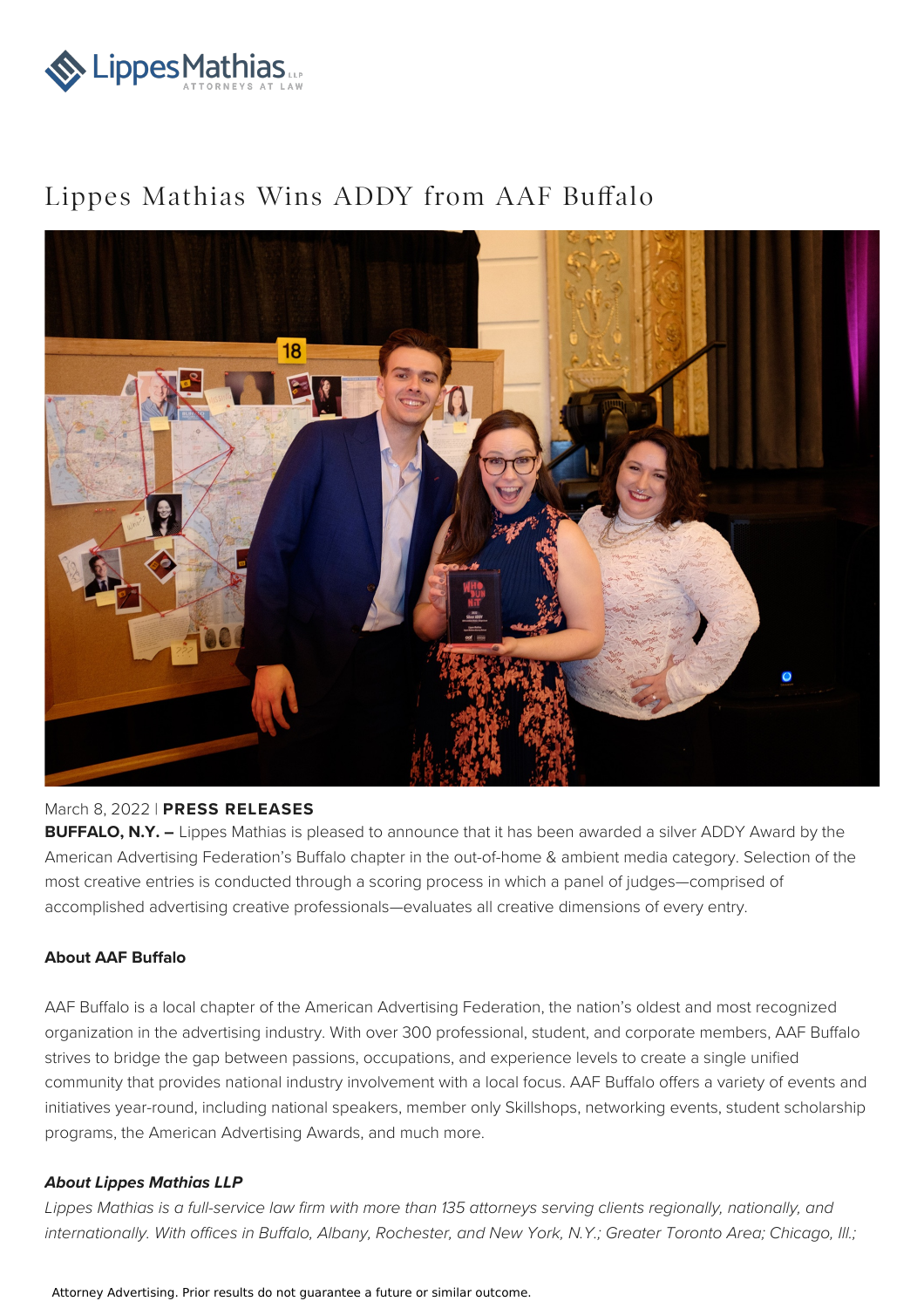# Lippes Mathias Wins ADDY from AAF Buffalo

March 8, 2022 | **PRESS RELEASES**

**BUFFALO, N.Y. –** Lippes Mathias is pleased to announce that it has been awarded a silver ADDY Award by the American Advertising Federation's Buffalo chapter in the out-of-home & ambient media category. Selection of the most creative entries is conducted through a scoring process in which a panel of judges—comprised of accomplished advertising creative professionals—evaluates all creative dimensions of every entry.

**About AAF Buffalo**

AAF Buffalo is a local chapter of the American Advertising Federation, the nation's oldest and most recognized organization in the advertising industry. With over 300 professional, student, and corporate members, AAF Buffalo strives to bridge the gap between passions, occupations, and experience levels to create a single unified community that provides national industry involvement with a local focus. AAF Buffalo offers a variety of events and initiatives year-round, including national speakers, member only Skillshops, networking events, student scholarship programs, the American Advertising Awards, and much more.

***About Lippes Mathias LLP***

*Lippes Mathias is a full-service law firm with more than 135 attorneys serving clients regionally, nationally, and internationally. With offices in Buffalo, Albany, Rochester, and New York, N.Y.; Greater Toronto Area; Chicago, Ill.;*

Attorney Advertising. Prior results do not guarantee a future or similar outcome.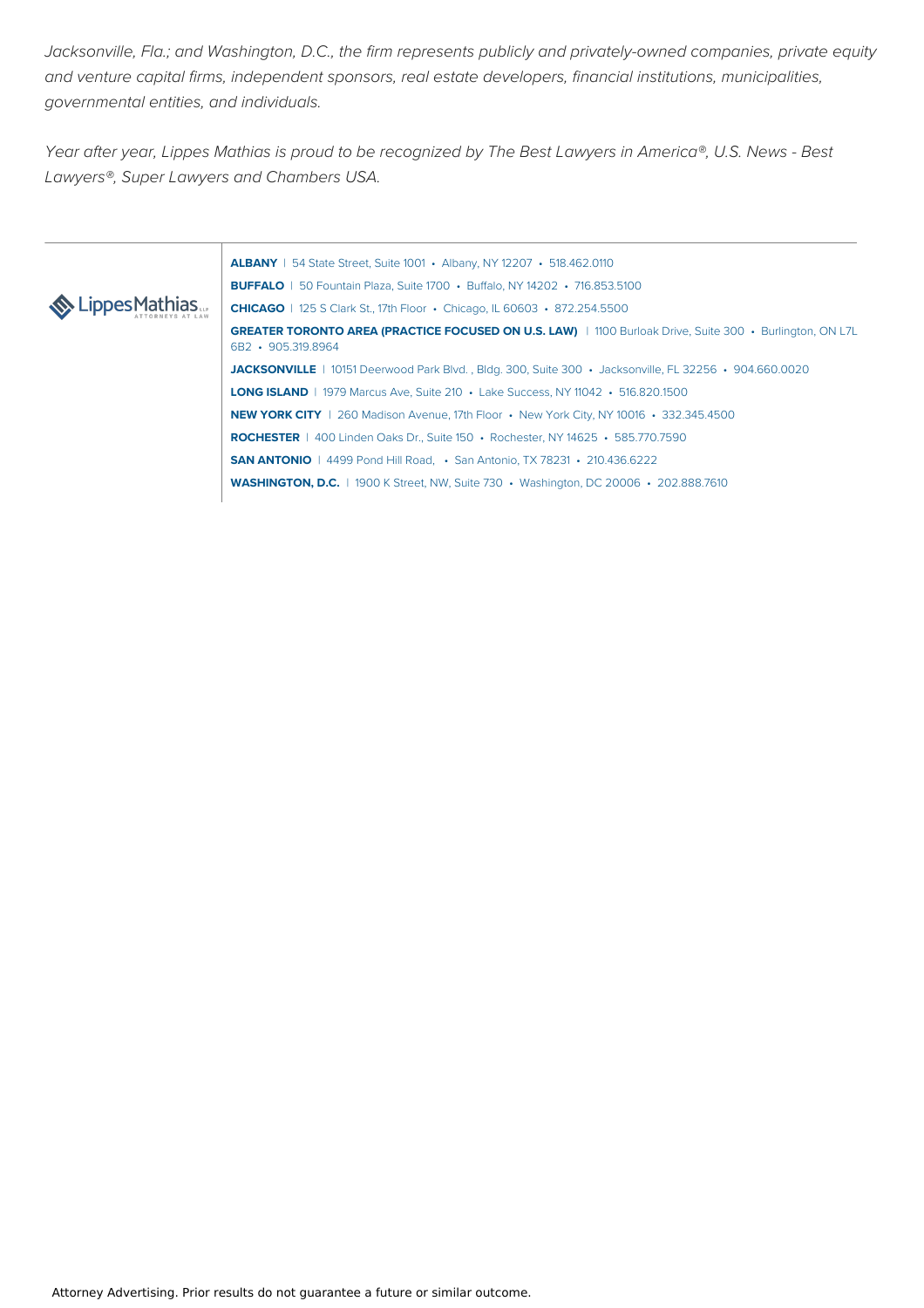*Jacksonville, Fla.; and Washington, D.C., the firm represents publicly and privately-owned companies, private equity and venture capital firms, independent sponsors, real estate developers, financial institutions, municipalities, governmental entities, and individuals.*

*Year after year, Lippes Mathias is proud to be recognized by The Best Lawyers in America®, U.S. News - Best Lawyers®, Super Lawyers and Chambers USA.*

---

LippesMathias LLP ATTORNEYS AT LAW

**ALBANY** | 54 State Street, Suite 1001 • Albany, NY 12207 • 518.462.0110

**BUFFALO** | 50 Fountain Plaza, Suite 1700 • Buffalo, NY 14202 • 716.853.5100

**CHICAGO** | 125 S Clark St., 17th Floor • Chicago, IL 60603 • 872.254.5500

**GREATER TORONTO AREA (PRACTICE FOCUSED ON U.S. LAW)** | 1100 Burloak Drive, Suite 300 • Burlington, ON L7L 6B2 • 905.319.8964

**JACKSONVILLE** | 10151 Deerwood Park Blvd. , Bldg. 300, Suite 300 • Jacksonville, FL 32256 • 904.660.0020

**LONG ISLAND** | 1979 Marcus Ave, Suite 210 • Lake Success, NY 11042 • 516.820.1500

**NEW YORK CITY** | 260 Madison Avenue, 17th Floor • New York City, NY 10016 • 332.345.4500

**ROCHESTER** | 400 Linden Oaks Dr., Suite 150 • Rochester, NY 14625 • 585.770.7590

**SAN ANTONIO** | 4499 Pond Hill Road, • San Antonio, TX 78231 • 210.436.6222

**WASHINGTON, D.C.** | 1900 K Street, NW, Suite 730 • Washington, DC 20006 • 202.888.7610

Attorney Advertising. Prior results do not guarantee a future or similar outcome.